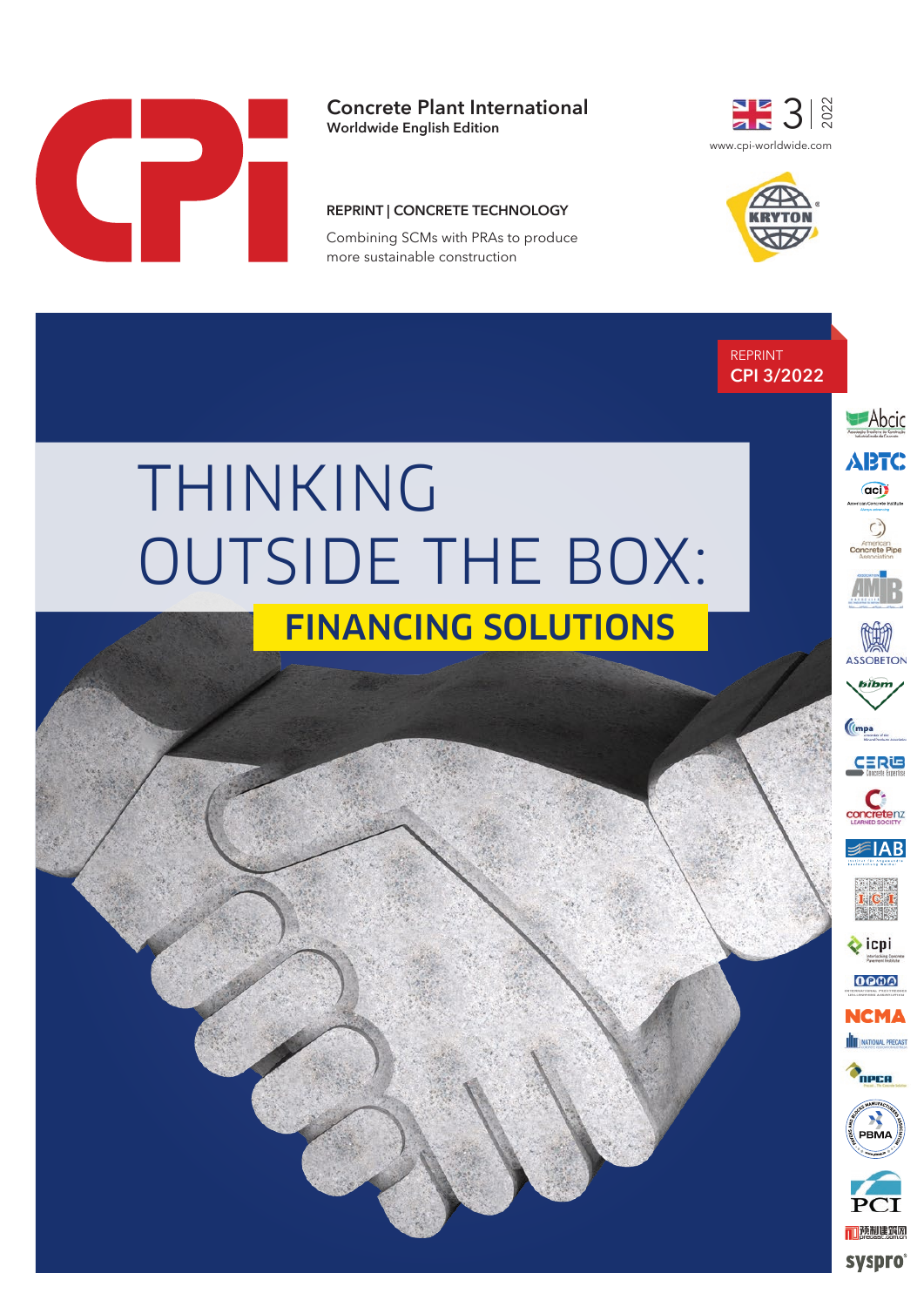**Concrete Plant International**
**Worldwide English Edition**

3 | 2022

www.cpi-worldwide.com

**REPRINT | CONCRETE TECHNOLOGY**

Combining SCMs with PRAs to produce more sustainable construction

REPRINT
CPI 3/2022

# THINKING OUTSIDE THE BOX:

## FINANCING SOLUTIONS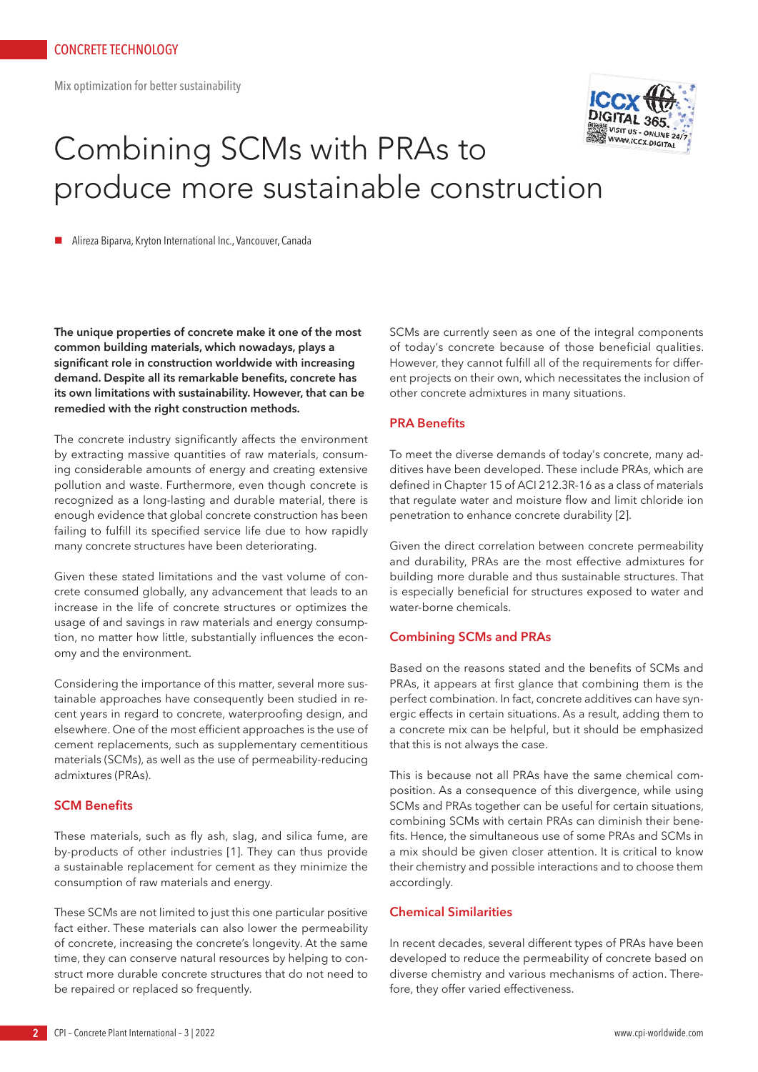CONCRETE TECHNOLOGY

Mix optimization for better sustainability

# Combining SCMs with PRAs to produce more sustainable construction

Alireza Biparva, Kryton International Inc., Vancouver, Canada

**The unique properties of concrete make it one of the most common building materials, which nowadays, plays a significant role in construction worldwide with increasing demand. Despite all its remarkable benefits, concrete has its own limitations with sustainability. However, that can be remedied with the right construction methods.**

The concrete industry significantly affects the environment by extracting massive quantities of raw materials, consuming considerable amounts of energy and creating extensive pollution and waste. Furthermore, even though concrete is recognized as a long-lasting and durable material, there is enough evidence that global concrete construction has been failing to fulfill its specified service life due to how rapidly many concrete structures have been deteriorating.

Given these stated limitations and the vast volume of concrete consumed globally, any advancement that leads to an increase in the life of concrete structures or optimizes the usage of and savings in raw materials and energy consumption, no matter how little, substantially influences the economy and the environment.

Considering the importance of this matter, several more sustainable approaches have consequently been studied in recent years in regard to concrete, waterproofing design, and elsewhere. One of the most efficient approaches is the use of cement replacements, such as supplementary cementitious materials (SCMs), as well as the use of permeability-reducing admixtures (PRAs).

## SCM Benefits

These materials, such as fly ash, slag, and silica fume, are by-products of other industries [1]. They can thus provide a sustainable replacement for cement as they minimize the consumption of raw materials and energy.

These SCMs are not limited to just this one particular positive fact either. These materials can also lower the permeability of concrete, increasing the concrete's longevity. At the same time, they can conserve natural resources by helping to construct more durable concrete structures that do not need to be repaired or replaced so frequently.

SCMs are currently seen as one of the integral components of today's concrete because of those beneficial qualities. However, they cannot fulfill all of the requirements for different projects on their own, which necessitates the inclusion of other concrete admixtures in many situations.

## PRA Benefits

To meet the diverse demands of today's concrete, many additives have been developed. These include PRAs, which are defined in Chapter 15 of ACI 212.3R-16 as a class of materials that regulate water and moisture flow and limit chloride ion penetration to enhance concrete durability [2].

Given the direct correlation between concrete permeability and durability, PRAs are the most effective admixtures for building more durable and thus sustainable structures. That is especially beneficial for structures exposed to water and water-borne chemicals.

## Combining SCMs and PRAs

Based on the reasons stated and the benefits of SCMs and PRAs, it appears at first glance that combining them is the perfect combination. In fact, concrete additives can have synergic effects in certain situations. As a result, adding them to a concrete mix can be helpful, but it should be emphasized that this is not always the case.

This is because not all PRAs have the same chemical composition. As a consequence of this divergence, while using SCMs and PRAs together can be useful for certain situations, combining SCMs with certain PRAs can diminish their benefits. Hence, the simultaneous use of some PRAs and SCMs in a mix should be given closer attention. It is critical to know their chemistry and possible interactions and to choose them accordingly.

## Chemical Similarities

In recent decades, several different types of PRAs have been developed to reduce the permeability of concrete based on diverse chemistry and various mechanisms of action. Therefore, they offer varied effectiveness.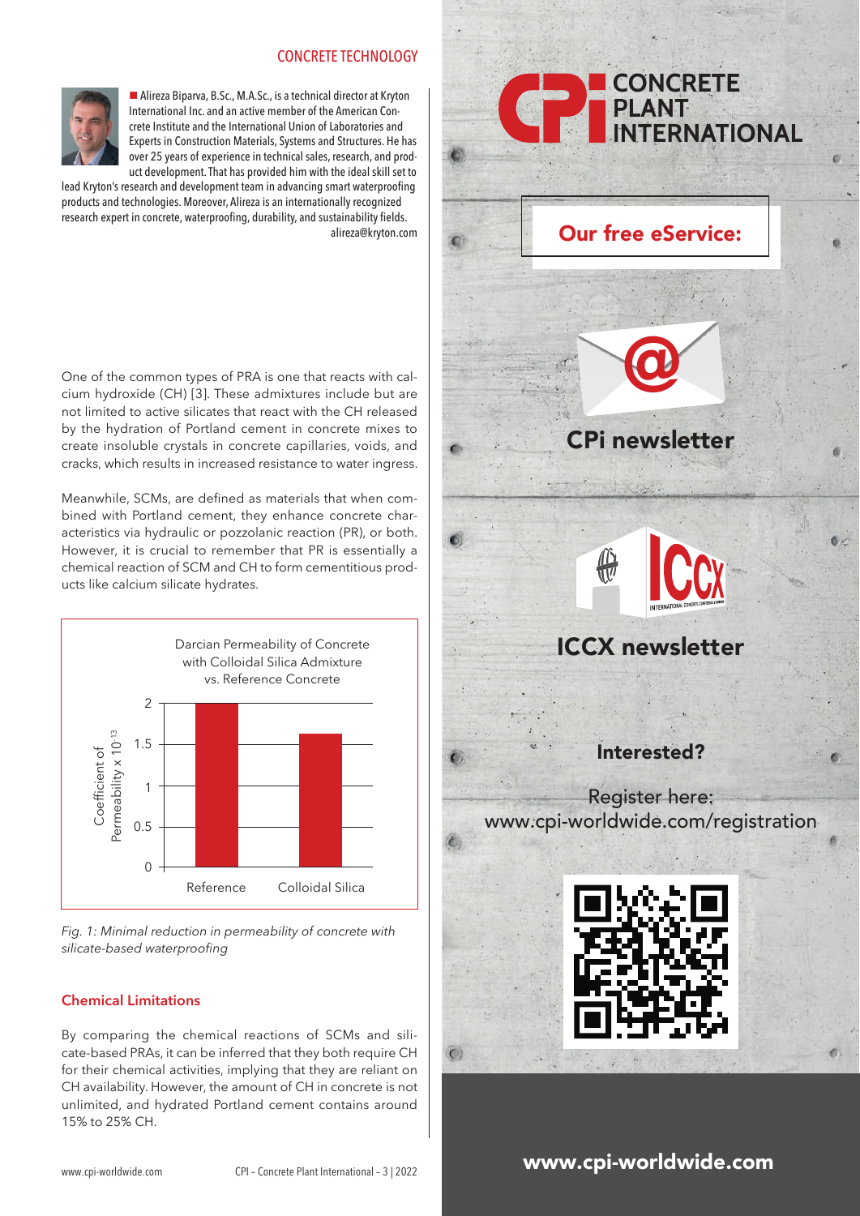■ Alireza Biparva, B.Sc., M.A.Sc., is a technical director at Kryton International Inc. and an active member of the American Concrete Institute and the International Union of Laboratories and Experts in Construction Materials, Systems and Structures. He has over 25 years of experience in technical sales, research, and product development. That has provided him with the ideal skill set to lead Kryton's research and development team in advancing smart waterproofing products and technologies. Moreover, Alireza is an internationally recognized research expert in concrete, waterproofing, durability, and sustainability fields.
alireza@kryton.com

One of the common types of PRA is one that reacts with calcium hydroxide (CH) [3]. These admixtures include but are not limited to active silicates that react with the CH released by the hydration of Portland cement in concrete mixes to create insoluble crystals in concrete capillaries, voids, and cracks, which results in increased resistance to water ingress.

Meanwhile, SCMs, are defined as materials that when combined with Portland cement, they enhance concrete characteristics via hydraulic or pozzolanic reaction (PR), or both. However, it is crucial to remember that PR is essentially a chemical reaction of SCM and CH to form cementitious products like calcium silicate hydrates.

Darcian Permeability of Concrete with Colloidal Silica Admixture vs. Reference Concrete

| | Coefficient of Permeability x $10^{-13}$ |
|---|---|
| Reference | 2 |
| Colloidal Silica | ~1.6 |

*Fig. 1: Minimal reduction in permeability of concrete with silicate-based waterproofing*

### Chemical Limitations

By comparing the chemical reactions of SCMs and silicate-based PRAs, it can be inferred that they both require CH for their chemical activities, implying that they are reliant on CH availability. However, the amount of CH in concrete is not unlimited, and hydrated Portland cement contains around 15% to 25% CH.

CONCRETE PLANT INTERNATIONAL

Our free eService:

CPi newsletter

ICCX newsletter

Interested?

Register here:
www.cpi-worldwide.com/registration

www.cpi-worldwide.com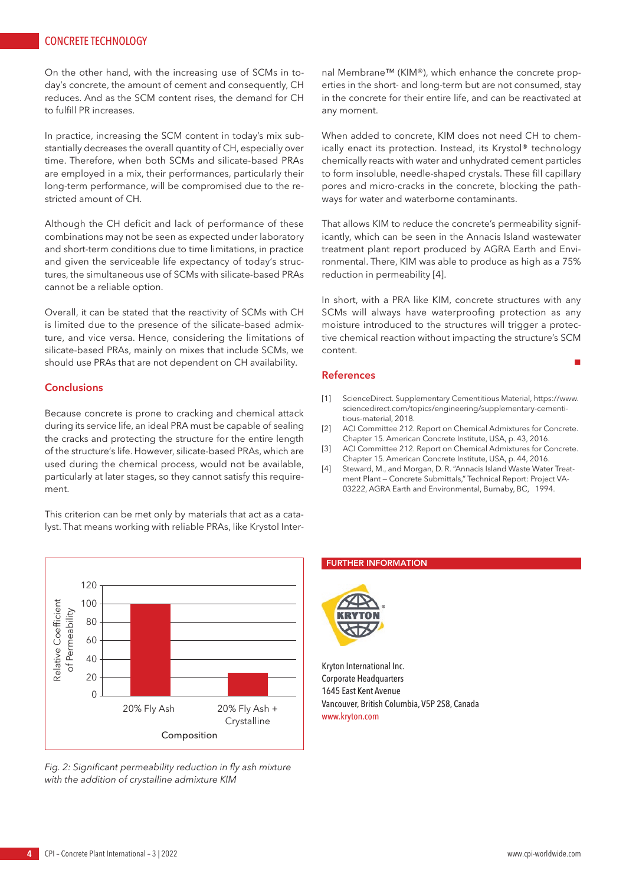On the other hand, with the increasing use of SCMs in today's concrete, the amount of cement and consequently, CH reduces. And as the SCM content rises, the demand for CH to fulfill PR increases.

In practice, increasing the SCM content in today's mix substantially decreases the overall quantity of CH, especially over time. Therefore, when both SCMs and silicate-based PRAs are employed in a mix, their performances, particularly their long-term performance, will be compromised due to the restricted amount of CH.

Although the CH deficit and lack of performance of these combinations may not be seen as expected under laboratory and short-term conditions due to time limitations, in practice and given the serviceable life expectancy of today's structures, the simultaneous use of SCMs with silicate-based PRAs cannot be a reliable option.

Overall, it can be stated that the reactivity of SCMs with CH is limited due to the presence of the silicate-based admixture, and vice versa. Hence, considering the limitations of silicate-based PRAs, mainly on mixes that include SCMs, we should use PRAs that are not dependent on CH availability.

## Conclusions

Because concrete is prone to cracking and chemical attack during its service life, an ideal PRA must be capable of sealing the cracks and protecting the structure for the entire length of the structure's life. However, silicate-based PRAs, which are used during the chemical process, would not be available, particularly at later stages, so they cannot satisfy this requirement.

This criterion can be met only by materials that act as a catalyst. That means working with reliable PRAs, like Krystol Internal Membrane™ (KIM®), which enhance the concrete properties in the short- and long-term but are not consumed, stay in the concrete for their entire life, and can be reactivated at any moment.

When added to concrete, KIM does not need CH to chemically enact its protection. Instead, its Krystol® technology chemically reacts with water and unhydrated cement particles to form insoluble, needle-shaped crystals. These fill capillary pores and micro-cracks in the concrete, blocking the pathways for water and waterborne contaminants.

That allows KIM to reduce the concrete's permeability significantly, which can be seen in the Annacis Island wastewater treatment plant report produced by AGRA Earth and Environmental. There, KIM was able to produce as high as a 75% reduction in permeability [4].

In short, with a PRA like KIM, concrete structures with any SCMs will always have waterproofing protection as any moisture introduced to the structures will trigger a protective chemical reaction without impacting the structure's SCM content.

## References

[1] ScienceDirect. Supplementary Cementitious Material, https://www.sciencedirect.com/topics/engineering/supplementary-cementitious-material, 2018.

[2] ACI Committee 212. Report on Chemical Admixtures for Concrete. Chapter 15. American Concrete Institute, USA, p. 43, 2016.

[3] ACI Committee 212. Report on Chemical Admixtures for Concrete. Chapter 15. American Concrete Institute, USA, p. 44, 2016.

[4] Steward, M., and Morgan, D. R. "Annacis Island Waste Water Treatment Plant – Concrete Submittals," Technical Report: Project VA-03222, AGRA Earth and Environmental, Burnaby, BC, 1994.

Relative Coefficient of Permeability

120
100
80
60
40
20
0

20% Fly Ash
20% Fly Ash + Crystalline

Composition

*Fig. 2: Significant permeability reduction in fly ash mixture with the addition of crystalline admixture KIM*

**FURTHER INFORMATION**

KRYTON

Kryton International Inc.
Corporate Headquarters
1645 East Kent Avenue
Vancouver, British Columbia, V5P 2S8, Canada
www.kryton.com